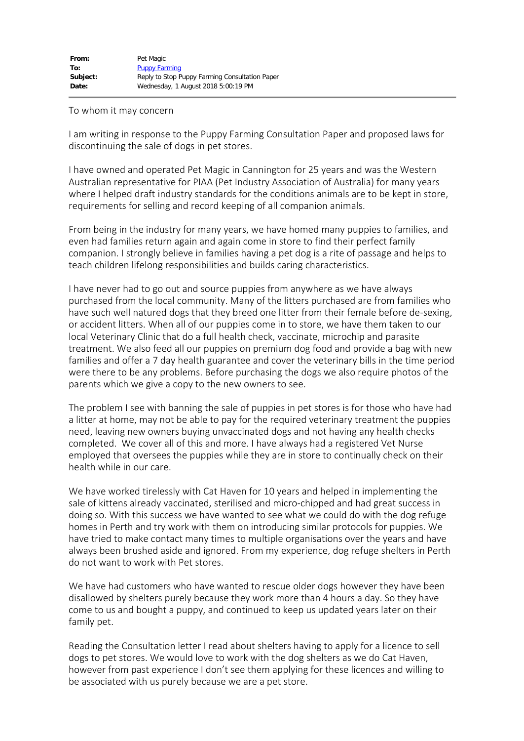| **From:** | Pet Magic |
| --- | --- |
| **To:** | Puppy Farming |
| **Subject:** | Reply to Stop Puppy Farming Consultation Paper |
| **Date:** | Wednesday, 1 August 2018 5:00:19 PM |

To whom it may concern

I am writing in response to the Puppy Farming Consultation Paper and proposed laws for discontinuing the sale of dogs in pet stores.

I have owned and operated Pet Magic in Cannington for 25 years and was the Western Australian representative for PIAA (Pet Industry Association of Australia) for many years where I helped draft industry standards for the conditions animals are to be kept in store, requirements for selling and record keeping of all companion animals.

From being in the industry for many years, we have homed many puppies to families, and even had families return again and again come in store to find their perfect family companion. I strongly believe in families having a pet dog is a rite of passage and helps to teach children lifelong responsibilities and builds caring characteristics.

I have never had to go out and source puppies from anywhere as we have always purchased from the local community. Many of the litters purchased are from families who have such well natured dogs that they breed one litter from their female before de-sexing, or accident litters. When all of our puppies come in to store, we have them taken to our local Veterinary Clinic that do a full health check, vaccinate, microchip and parasite treatment. We also feed all our puppies on premium dog food and provide a bag with new families and offer a 7 day health guarantee and cover the veterinary bills in the time period were there to be any problems. Before purchasing the dogs we also require photos of the parents which we give a copy to the new owners to see.

The problem I see with banning the sale of puppies in pet stores is for those who have had a litter at home, may not be able to pay for the required veterinary treatment the puppies need, leaving new owners buying unvaccinated dogs and not having any health checks completed. We cover all of this and more. I have always had a registered Vet Nurse employed that oversees the puppies while they are in store to continually check on their health while in our care.

We have worked tirelessly with Cat Haven for 10 years and helped in implementing the sale of kittens already vaccinated, sterilised and micro-chipped and had great success in doing so. With this success we have wanted to see what we could do with the dog refuge homes in Perth and try work with them on introducing similar protocols for puppies. We have tried to make contact many times to multiple organisations over the years and have always been brushed aside and ignored. From my experience, dog refuge shelters in Perth do not want to work with Pet stores.

We have had customers who have wanted to rescue older dogs however they have been disallowed by shelters purely because they work more than 4 hours a day. So they have come to us and bought a puppy, and continued to keep us updated years later on their family pet.

Reading the Consultation letter I read about shelters having to apply for a licence to sell dogs to pet stores. We would love to work with the dog shelters as we do Cat Haven, however from past experience I don't see them applying for these licences and willing to be associated with us purely because we are a pet store.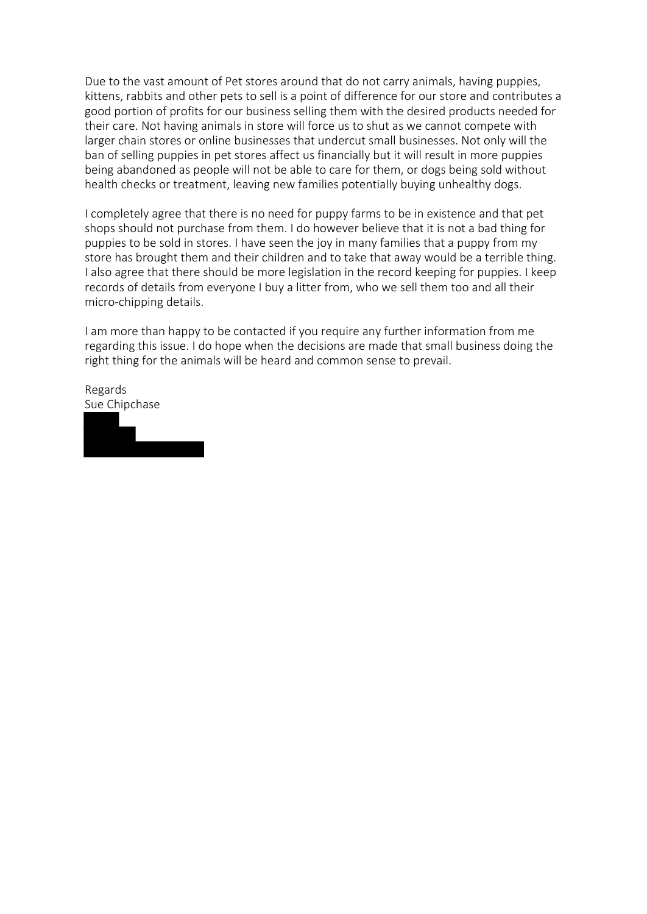Due to the vast amount of Pet stores around that do not carry animals, having puppies, kittens, rabbits and other pets to sell is a point of difference for our store and contributes a good portion of profits for our business selling them with the desired products needed for their care. Not having animals in store will force us to shut as we cannot compete with larger chain stores or online businesses that undercut small businesses. Not only will the ban of selling puppies in pet stores affect us financially but it will result in more puppies being abandoned as people will not be able to care for them, or dogs being sold without health checks or treatment, leaving new families potentially buying unhealthy dogs.

I completely agree that there is no need for puppy farms to be in existence and that pet shops should not purchase from them. I do however believe that it is not a bad thing for puppies to be sold in stores. I have seen the joy in many families that a puppy from my store has brought them and their children and to take that away would be a terrible thing. I also agree that there should be more legislation in the record keeping for puppies. I keep records of details from everyone I buy a litter from, who we sell them too and all their micro-chipping details.

I am more than happy to be contacted if you require any further information from me regarding this issue. I do hope when the decisions are made that small business doing the right thing for the animals will be heard and common sense to prevail.

Regards
Sue Chipchase